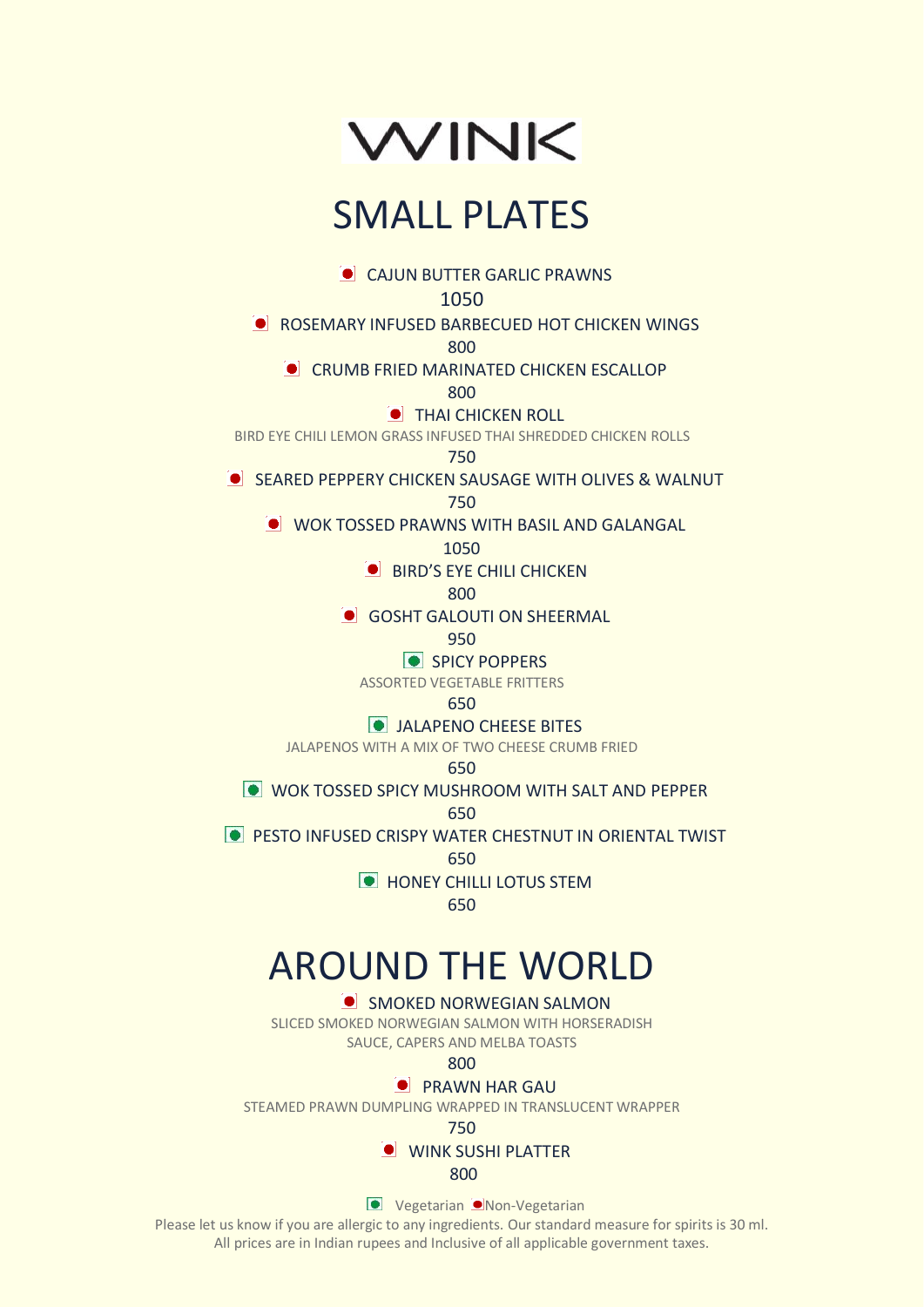# WINK

## SMALL PLATES

CAJUN BUTTER GARLIC PRAWNS
1050

ROSEMARY INFUSED BARBECUED HOT CHICKEN WINGS
800

CRUMB FRIED MARINATED CHICKEN ESCALLOP
800

THAI CHICKEN ROLL
BIRD EYE CHILI LEMON GRASS INFUSED THAI SHREDDED CHICKEN ROLLS
750

SEARED PEPPERY CHICKEN SAUSAGE WITH OLIVES & WALNUT
750

WOK TOSSED PRAWNS WITH BASIL AND GALANGAL
1050

BIRD'S EYE CHILI CHICKEN
800

GOSHT GALOUTI ON SHEERMAL
950

SPICY POPPERS
ASSORTED VEGETABLE FRITTERS
650

JALAPENO CHEESE BITES
JALAPENOS WITH A MIX OF TWO CHEESE CRUMB FRIED
650

WOK TOSSED SPICY MUSHROOM WITH SALT AND PEPPER
650

PESTO INFUSED CRISPY WATER CHESTNUT IN ORIENTAL TWIST
650

HONEY CHILLI LOTUS STEM
650

## AROUND THE WORLD

SMOKED NORWEGIAN SALMON
SLICED SMOKED NORWEGIAN SALMON WITH HORSERADISH SAUCE, CAPERS AND MELBA TOASTS
800

PRAWN HAR GAU
STEAMED PRAWN DUMPLING WRAPPED IN TRANSLUCENT WRAPPER
750

WINK SUSHI PLATTER
800

Vegetarian Non-Vegetarian

Please let us know if you are allergic to any ingredients. Our standard measure for spirits is 30 ml.
All prices are in Indian rupees and Inclusive of all applicable government taxes.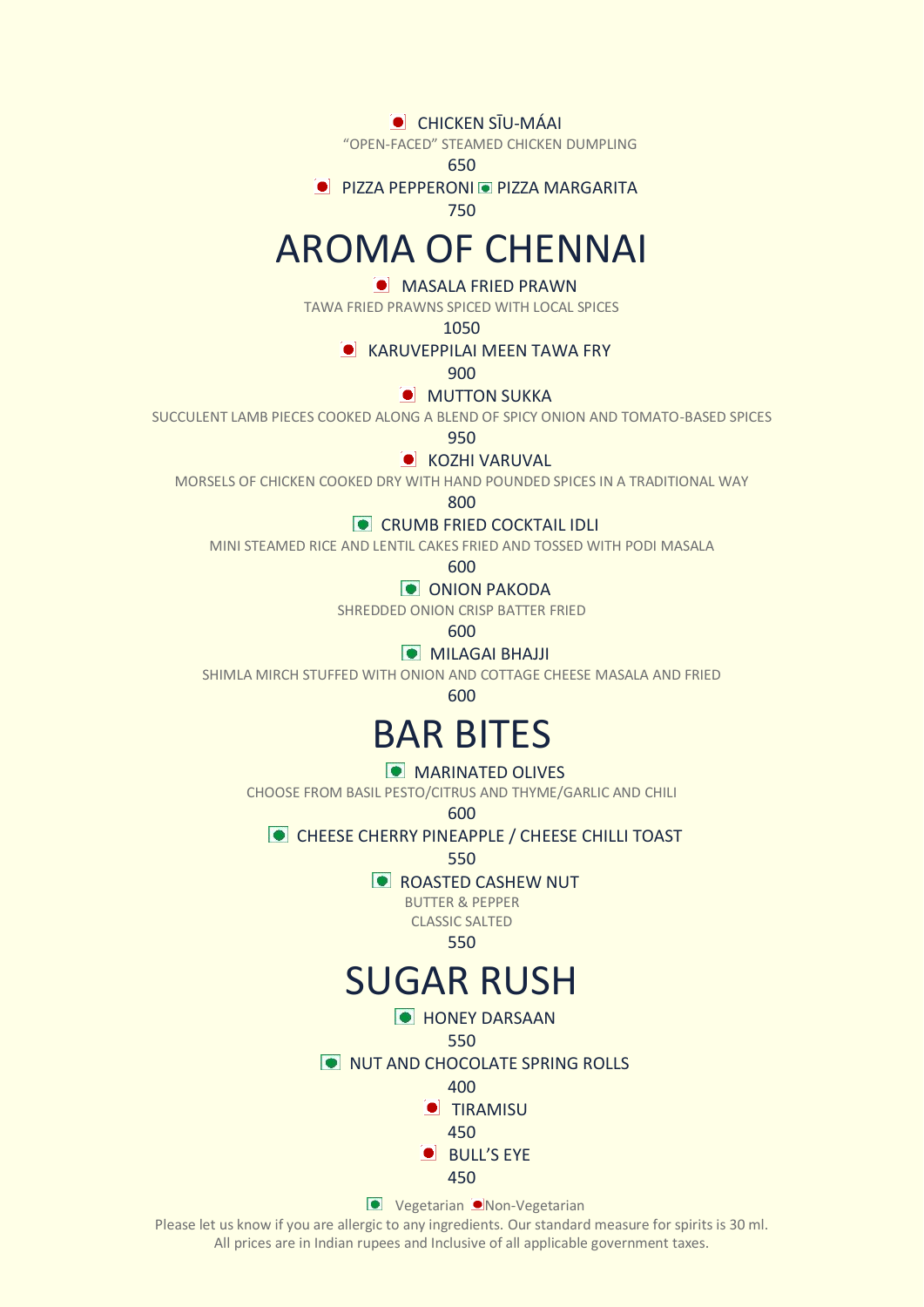CHICKEN SĪU-MÁAI

"OPEN-FACED" STEAMED CHICKEN DUMPLING

650

PIZZA PEPPERONI / PIZZA MARGARITA

750

# AROMA OF CHENNAI

MASALA FRIED PRAWN

TAWA FRIED PRAWNS SPICED WITH LOCAL SPICES

1050

KARUVEPPILAI MEEN TAWA FRY

900

MUTTON SUKKA

SUCCULENT LAMB PIECES COOKED ALONG A BLEND OF SPICY ONION AND TOMATO-BASED SPICES

950

KOZHI VARUVAL

MORSELS OF CHICKEN COOKED DRY WITH HAND POUNDED SPICES IN A TRADITIONAL WAY

800

CRUMB FRIED COCKTAIL IDLI

MINI STEAMED RICE AND LENTIL CAKES FRIED AND TOSSED WITH PODI MASALA

600

ONION PAKODA

SHREDDED ONION CRISP BATTER FRIED

600

MILAGAI BHAJJI

SHIMLA MIRCH STUFFED WITH ONION AND COTTAGE CHEESE MASALA AND FRIED

600

# BAR BITES

MARINATED OLIVES

CHOOSE FROM BASIL PESTO/CITRUS AND THYME/GARLIC AND CHILI

600

CHEESE CHERRY PINEAPPLE / CHEESE CHILLI TOAST

550

ROASTED CASHEW NUT

BUTTER & PEPPER

CLASSIC SALTED

550

# SUGAR RUSH

HONEY DARSAAN

550

NUT AND CHOCOLATE SPRING ROLLS

400

TIRAMISU

450

BULL'S EYE

450

Vegetarian Non-Vegetarian

Please let us know if you are allergic to any ingredients. Our standard measure for spirits is 30 ml.

All prices are in Indian rupees and Inclusive of all applicable government taxes.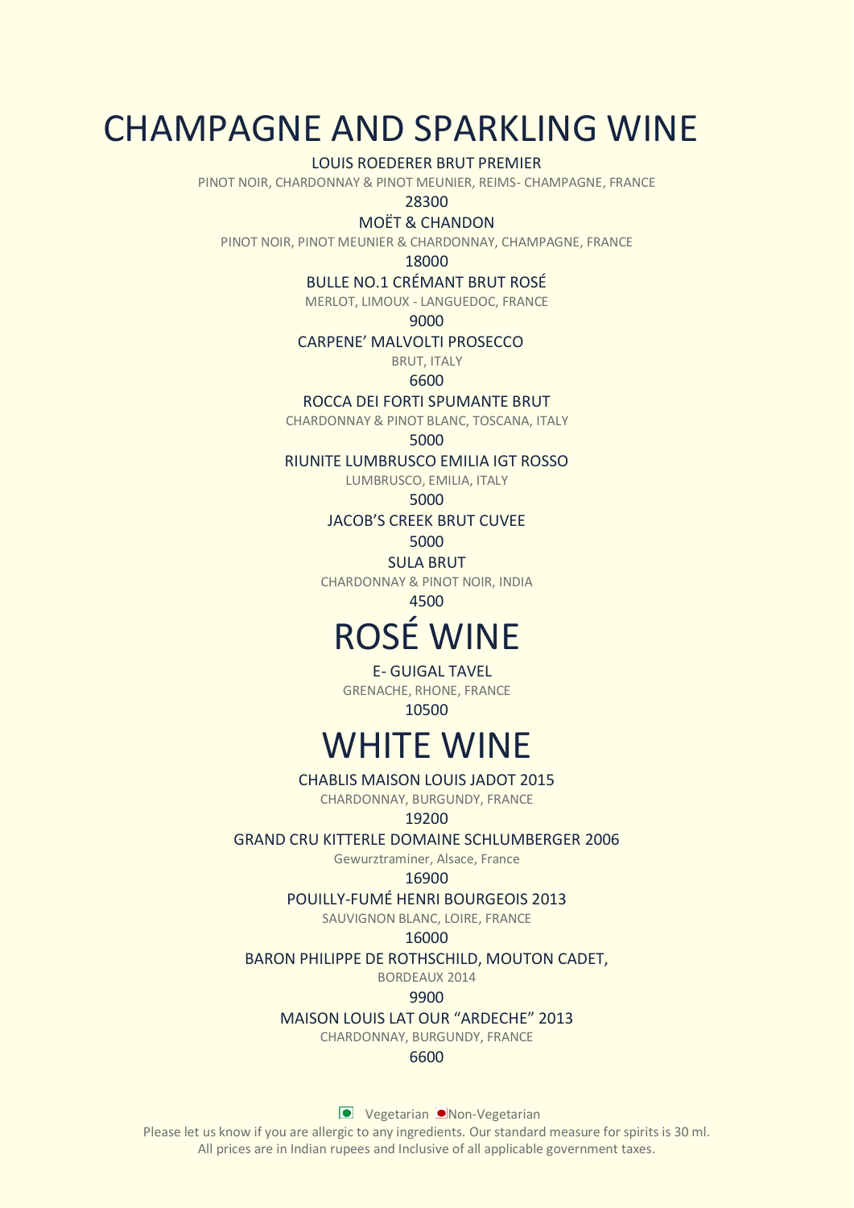# CHAMPAGNE AND SPARKLING WINE

LOUIS ROEDERER BRUT PREMIER

PINOT NOIR, CHARDONNAY & PINOT MEUNIER, REIMS- CHAMPAGNE, FRANCE

28300

MOËT & CHANDON

PINOT NOIR, PINOT MEUNIER & CHARDONNAY, CHAMPAGNE, FRANCE

18000

BULLE NO.1 CRÉMANT BRUT ROSÉ

MERLOT, LIMOUX - LANGUEDOC, FRANCE

9000

CARPENE' MALVOLTI PROSECCO

BRUT, ITALY

6600

ROCCA DEI FORTI SPUMANTE BRUT

CHARDONNAY & PINOT BLANC, TOSCANA, ITALY

5000

RIUNITE LUMBRUSCO EMILIA IGT ROSSO

LUMBRUSCO, EMILIA, ITALY

5000

JACOB'S CREEK BRUT CUVEE

5000

SULA BRUT

CHARDONNAY & PINOT NOIR, INDIA

4500

# ROSÉ WINE

E- GUIGAL TAVEL

GRENACHE, RHONE, FRANCE

10500

# WHITE WINE

CHABLIS MAISON LOUIS JADOT 2015

CHARDONNAY, BURGUNDY, FRANCE

19200

GRAND CRU KITTERLE DOMAINE SCHLUMBERGER 2006

Gewurztraminer, Alsace, France

16900

POUILLY-FUMÉ HENRI BOURGEOIS 2013

SAUVIGNON BLANC, LOIRE, FRANCE

16000

BARON PHILIPPE DE ROTHSCHILD, MOUTON CADET,

BORDEAUX 2014

9900

MAISON LOUIS LAT OUR "ARDECHE" 2013

CHARDONNAY, BURGUNDY, FRANCE

6600

Vegetarian Non-Vegetarian

Please let us know if you are allergic to any ingredients. Our standard measure for spirits is 30 ml.
All prices are in Indian rupees and Inclusive of all applicable government taxes.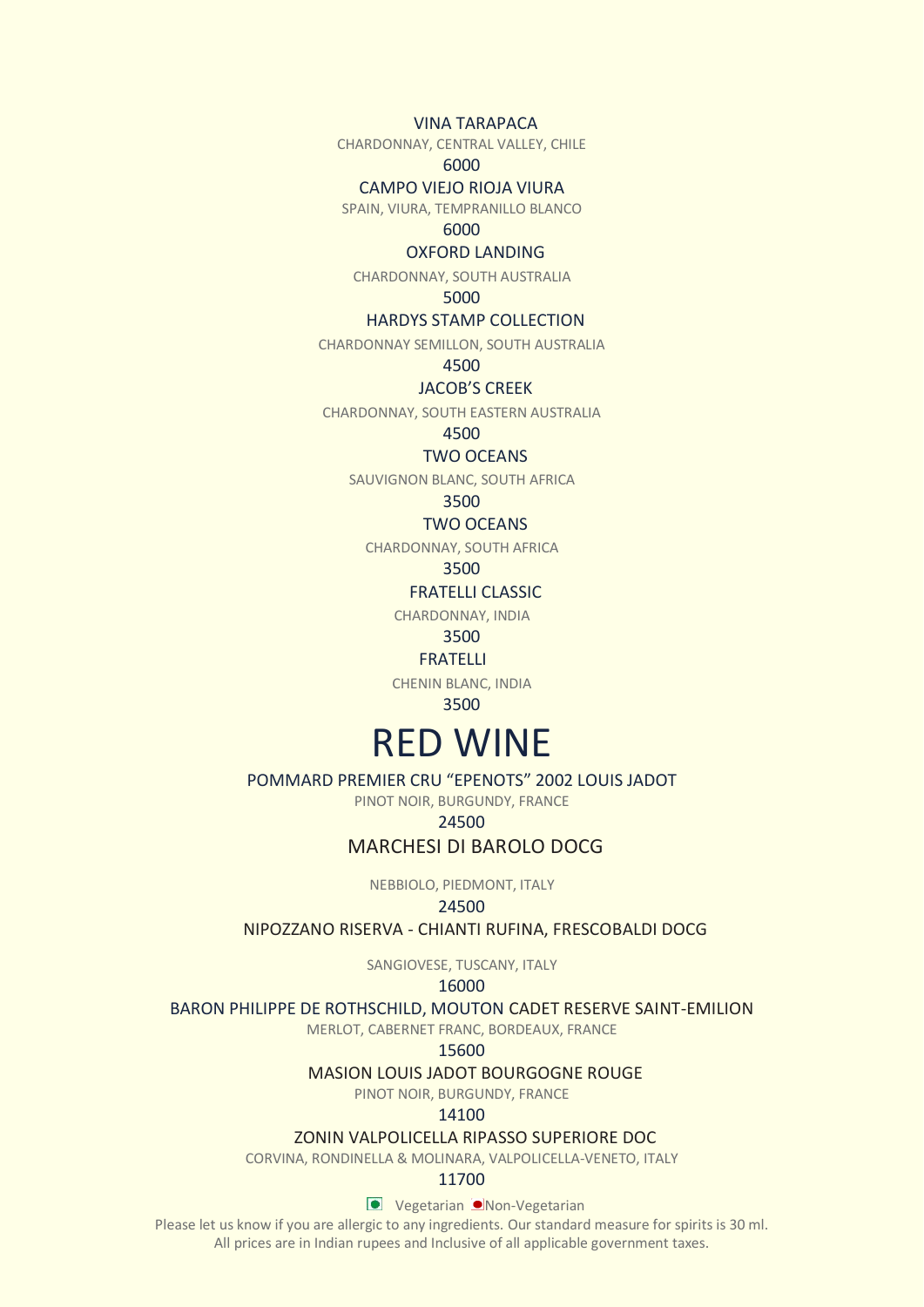VINA TARAPACA

CHARDONNAY, CENTRAL VALLEY, CHILE

6000

CAMPO VIEJO RIOJA VIURA

SPAIN, VIURA, TEMPRANILLO BLANCO

6000

OXFORD LANDING

CHARDONNAY, SOUTH AUSTRALIA

5000

HARDYS STAMP COLLECTION

CHARDONNAY SEMILLON, SOUTH AUSTRALIA

4500

JACOB'S CREEK

CHARDONNAY, SOUTH EASTERN AUSTRALIA

4500

TWO OCEANS

SAUVIGNON BLANC, SOUTH AFRICA

3500

TWO OCEANS

CHARDONNAY, SOUTH AFRICA

3500

FRATELLI CLASSIC

CHARDONNAY, INDIA

3500

FRATELLI

CHENIN BLANC, INDIA

3500

# RED WINE

POMMARD PREMIER CRU "EPENOTS" 2002 LOUIS JADOT

PINOT NOIR, BURGUNDY, FRANCE

24500

MARCHESI DI BAROLO DOCG

NEBBIOLO, PIEDMONT, ITALY

24500

NIPOZZANO RISERVA - CHIANTI RUFINA, FRESCOBALDI DOCG

SANGIOVESE, TUSCANY, ITALY

16000

BARON PHILIPPE DE ROTHSCHILD, MOUTON CADET RESERVE SAINT-EMILION

MERLOT, CABERNET FRANC, BORDEAUX, FRANCE

15600

MASION LOUIS JADOT BOURGOGNE ROUGE

PINOT NOIR, BURGUNDY, FRANCE

14100

ZONIN VALPOLICELLA RIPASSO SUPERIORE DOC

CORVINA, RONDINELLA & MOLINARA, VALPOLICELLA-VENETO, ITALY

11700

Vegetarian Non-Vegetarian

Please let us know if you are allergic to any ingredients. Our standard measure for spirits is 30 ml.
All prices are in Indian rupees and Inclusive of all applicable government taxes.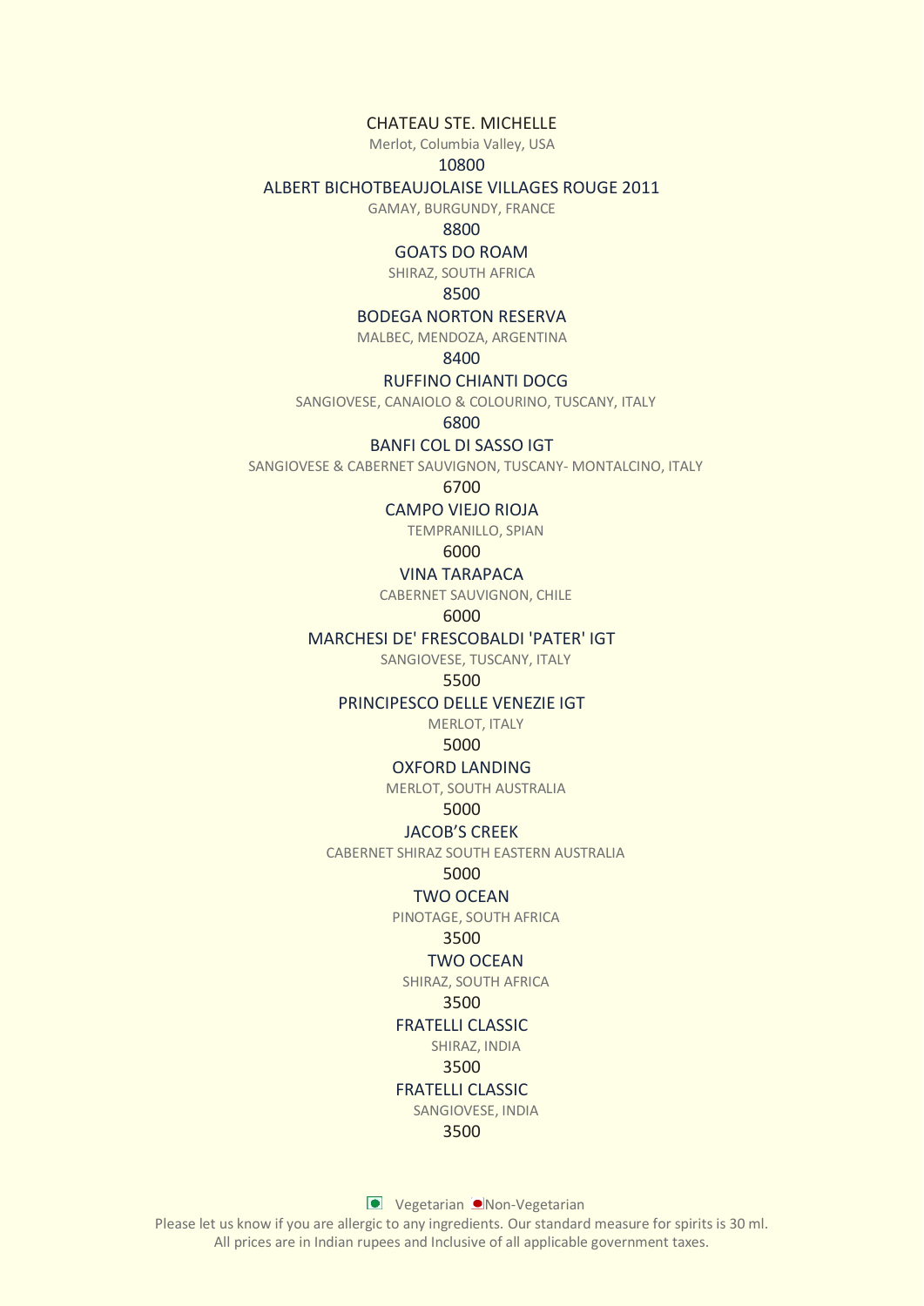**CHATEAU STE. MICHELLE**

Merlot, Columbia Valley, USA

10800

**ALBERT BICHOTBEAUJOLAISE VILLAGES ROUGE 2011**

GAMAY, BURGUNDY, FRANCE

8800

**GOATS DO ROAM**

SHIRAZ, SOUTH AFRICA

8500

**BODEGA NORTON RESERVA**

MALBEC, MENDOZA, ARGENTINA

8400

**RUFFINO CHIANTI DOCG**

SANGIOVESE, CANAIOLO & COLOURINO, TUSCANY, ITALY

6800

**BANFI COL DI SASSO IGT**

SANGIOVESE & CABERNET SAUVIGNON, TUSCANY- MONTALCINO, ITALY

6700

**CAMPO VIEJO RIOJA**

TEMPRANILLO, SPIAN

6000

**VINA TARAPACA**

CABERNET SAUVIGNON, CHILE

6000

**MARCHESI DE' FRESCOBALDI 'PATER' IGT**

SANGIOVESE, TUSCANY, ITALY

5500

**PRINCIPESCO DELLE VENEZIE IGT**

MERLOT, ITALY

5000

**OXFORD LANDING**

MERLOT, SOUTH AUSTRALIA

5000

**JACOB'S CREEK**

CABERNET SHIRAZ SOUTH EASTERN AUSTRALIA

5000

**TWO OCEAN**

PINOTAGE, SOUTH AFRICA

3500

**TWO OCEAN**

SHIRAZ, SOUTH AFRICA

3500

**FRATELLI CLASSIC**

SHIRAZ, INDIA

3500

**FRATELLI CLASSIC**

SANGIOVESE, INDIA

3500

Vegetarian Non-Vegetarian

Please let us know if you are allergic to any ingredients. Our standard measure for spirits is 30 ml.
All prices are in Indian rupees and Inclusive of all applicable government taxes.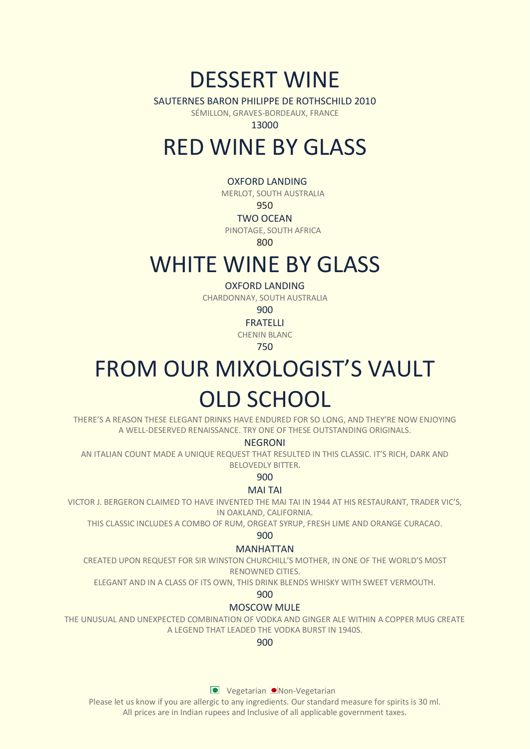# DESSERT WINE

SAUTERNES BARON PHILIPPE DE ROTHSCHILD 2010

SÉMILLON, GRAVES-BORDEAUX, FRANCE

13000

# RED WINE BY GLASS

OXFORD LANDING

MERLOT, SOUTH AUSTRALIA

950

TWO OCEAN

PINOTAGE, SOUTH AFRICA

800

# WHITE WINE BY GLASS

OXFORD LANDING

CHARDONNAY, SOUTH AUSTRALIA

900

FRATELLI

CHENIN BLANC

750

# FROM OUR MIXOLOGIST'S VAULT

## OLD SCHOOL

THERE'S A REASON THESE ELEGANT DRINKS HAVE ENDURED FOR SO LONG, AND THEY'RE NOW ENJOYING A WELL-DESERVED RENAISSANCE. TRY ONE OF THESE OUTSTANDING ORIGINALS.

NEGRONI

AN ITALIAN COUNT MADE A UNIQUE REQUEST THAT RESULTED IN THIS CLASSIC. IT'S RICH, DARK AND BELOVEDLY BITTER.

900

MAI TAI

VICTOR J. BERGERON CLAIMED TO HAVE INVENTED THE MAI TAI IN 1944 AT HIS RESTAURANT, TRADER VIC'S, IN OAKLAND, CALIFORNIA.

THIS CLASSIC INCLUDES A COMBO OF RUM, ORGEAT SYRUP, FRESH LIME AND ORANGE CURACAO.

900

MANHATTAN

CREATED UPON REQUEST FOR SIR WINSTON CHURCHILL'S MOTHER, IN ONE OF THE WORLD'S MOST RENOWNED CITIES.

ELEGANT AND IN A CLASS OF ITS OWN, THIS DRINK BLENDS WHISKY WITH SWEET VERMOUTH.

900

MOSCOW MULE

THE UNUSUAL AND UNEXPECTED COMBINATION OF VODKA AND GINGER ALE WITHIN A COPPER MUG CREATE A LEGEND THAT LEADED THE VODKA BURST IN 1940S.

900

Vegetarian Non-Vegetarian

Please let us know if you are allergic to any ingredients. Our standard measure for spirits is 30 ml.
All prices are in Indian rupees and Inclusive of all applicable government taxes.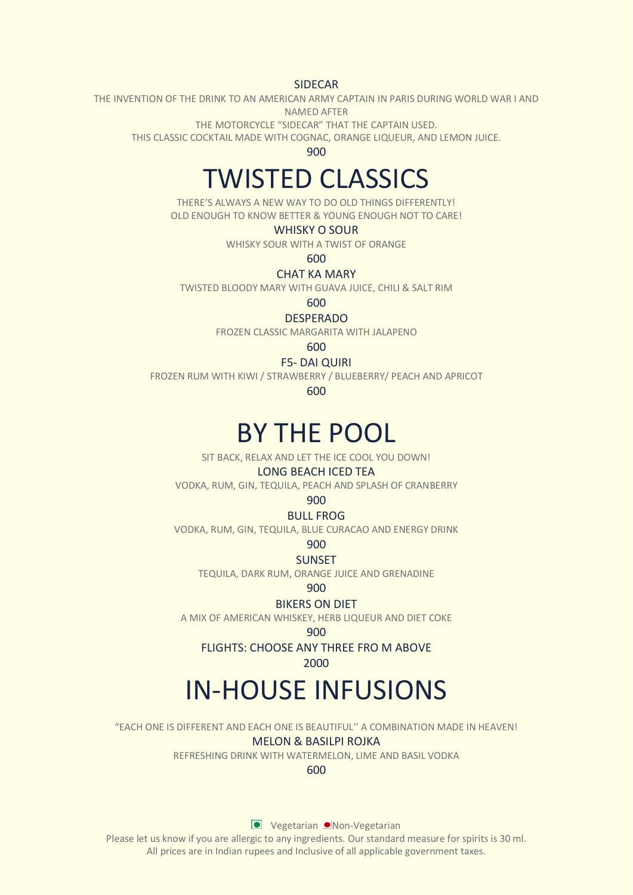SIDECAR

THE INVENTION OF THE DRINK TO AN AMERICAN ARMY CAPTAIN IN PARIS DURING WORLD WAR I AND NAMED AFTER
THE MOTORCYCLE "SIDECAR" THAT THE CAPTAIN USED.
THIS CLASSIC COCKTAIL MADE WITH COGNAC, ORANGE LIQUEUR, AND LEMON JUICE.

900

# TWISTED CLASSICS

THERE'S ALWAYS A NEW WAY TO DO OLD THINGS DIFFERENTLY!
OLD ENOUGH TO KNOW BETTER & YOUNG ENOUGH NOT TO CARE!

WHISKY O SOUR

WHISKY SOUR WITH A TWIST OF ORANGE

600

CHAT KA MARY

TWISTED BLOODY MARY WITH GUAVA JUICE, CHILI & SALT RIM

600

DESPERADO

FROZEN CLASSIC MARGARITA WITH JALAPENO

600

F5- DAI QUIRI

FROZEN RUM WITH KIWI / STRAWBERRY / BLUEBERRY/ PEACH AND APRICOT

600

# BY THE POOL

SIT BACK, RELAX AND LET THE ICE COOL YOU DOWN!

LONG BEACH ICED TEA

VODKA, RUM, GIN, TEQUILA, PEACH AND SPLASH OF CRANBERRY

900

BULL FROG

VODKA, RUM, GIN, TEQUILA, BLUE CURACAO AND ENERGY DRINK

900

SUNSET

TEQUILA, DARK RUM, ORANGE JUICE AND GRENADINE

900

BIKERS ON DIET

A MIX OF AMERICAN WHISKEY, HERB LIQUEUR AND DIET COKE

900

FLIGHTS: CHOOSE ANY THREE FRO M ABOVE

2000

# IN-HOUSE INFUSIONS

"EACH ONE IS DIFFERENT AND EACH ONE IS BEAUTIFUL'' A COMBINATION MADE IN HEAVEN!

MELON & BASILPI ROJKA

REFRESHING DRINK WITH WATERMELON, LIME AND BASIL VODKA

600

Vegetarian Non-Vegetarian

Please let us know if you are allergic to any ingredients. Our standard measure for spirits is 30 ml.
All prices are in Indian rupees and Inclusive of all applicable government taxes.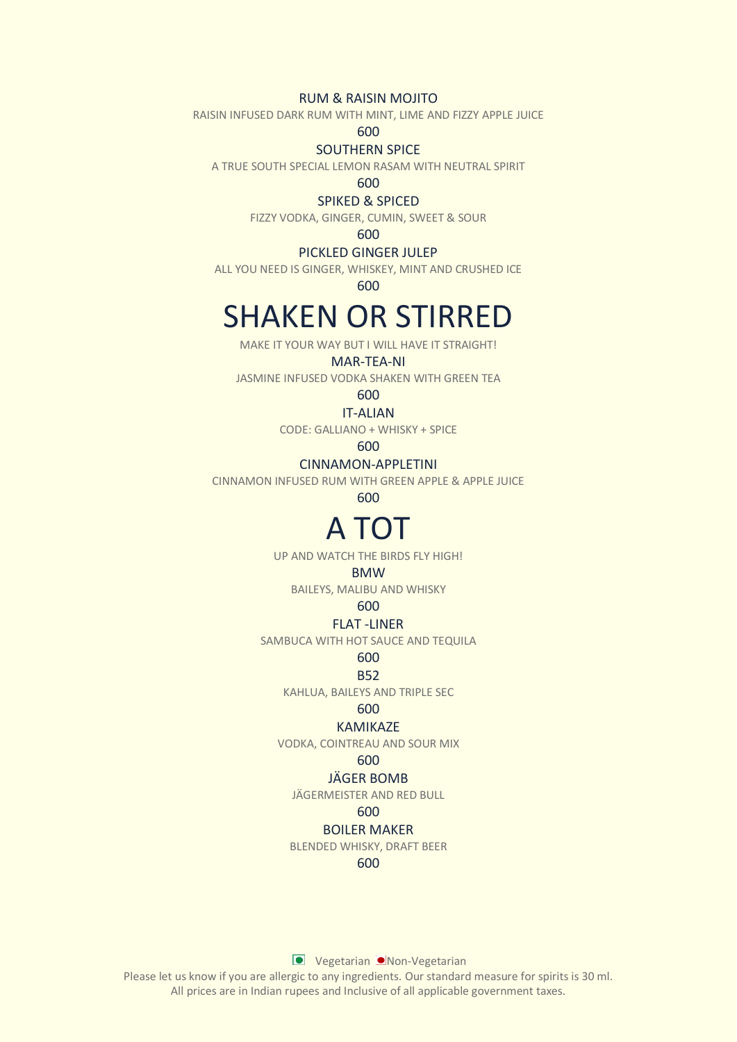### RUM & RAISIN MOJITO

RAISIN INFUSED DARK RUM WITH MINT, LIME AND FIZZY APPLE JUICE

600

### SOUTHERN SPICE

A TRUE SOUTH SPECIAL LEMON RASAM WITH NEUTRAL SPIRIT

600

### SPIKED & SPICED

FIZZY VODKA, GINGER, CUMIN, SWEET & SOUR

600

### PICKLED GINGER JULEP

ALL YOU NEED IS GINGER, WHISKEY, MINT AND CRUSHED ICE

600

# SHAKEN OR STIRRED

MAKE IT YOUR WAY BUT I WILL HAVE IT STRAIGHT!

### MAR-TEA-NI

JASMINE INFUSED VODKA SHAKEN WITH GREEN TEA

600

### IT-ALIAN

CODE: GALLIANO + WHISKY + SPICE

600

### CINNAMON-APPLETINI

CINNAMON INFUSED RUM WITH GREEN APPLE & APPLE JUICE

600

# A TOT

UP AND WATCH THE BIRDS FLY HIGH!

### BMW

BAILEYS, MALIBU AND WHISKY

600

### FLAT -LINER

SAMBUCA WITH HOT SAUCE AND TEQUILA

600

### B52

KAHLUA, BAILEYS AND TRIPLE SEC

600

### KAMIKAZE

VODKA, COINTREAU AND SOUR MIX

600

### JÄGER BOMB

JÄGERMEISTER AND RED BULL

600

### BOILER MAKER

BLENDED WHISKY, DRAFT BEER

600

Vegetarian Non-Vegetarian

Please let us know if you are allergic to any ingredients. Our standard measure for spirits is 30 ml.
All prices are in Indian rupees and Inclusive of all applicable government taxes.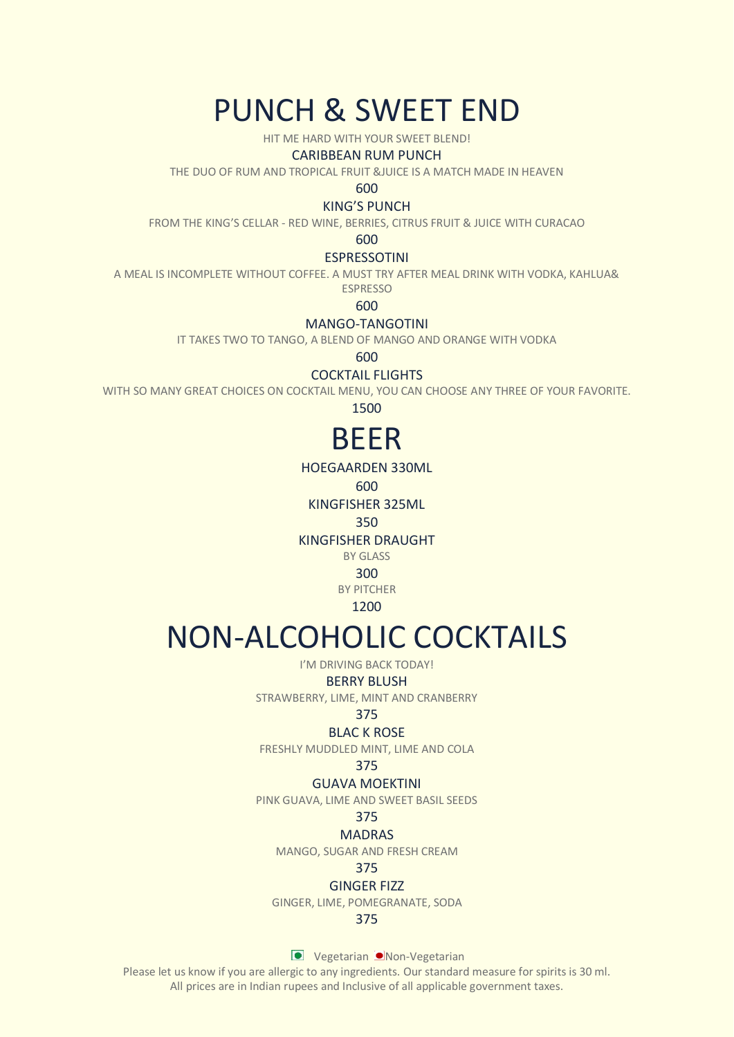# PUNCH & SWEET END

HIT ME HARD WITH YOUR SWEET BLEND!

### CARIBBEAN RUM PUNCH

THE DUO OF RUM AND TROPICAL FRUIT &JUICE IS A MATCH MADE IN HEAVEN

600

### KING'S PUNCH

FROM THE KING'S CELLAR - RED WINE, BERRIES, CITRUS FRUIT & JUICE WITH CURACAO

600

### ESPRESSOTINI

A MEAL IS INCOMPLETE WITHOUT COFFEE. A MUST TRY AFTER MEAL DRINK WITH VODKA, KAHLUA& ESPRESSO

600

### MANGO-TANGOTINI

IT TAKES TWO TO TANGO, A BLEND OF MANGO AND ORANGE WITH VODKA

600

### COCKTAIL FLIGHTS

WITH SO MANY GREAT CHOICES ON COCKTAIL MENU, YOU CAN CHOOSE ANY THREE OF YOUR FAVORITE.

1500

# BEER

### HOEGAARDEN 330ML

600

### KINGFISHER 325ML

350

### KINGFISHER DRAUGHT

BY GLASS

300

BY PITCHER

1200

# NON-ALCOHOLIC COCKTAILS

I'M DRIVING BACK TODAY!

### BERRY BLUSH

STRAWBERRY, LIME, MINT AND CRANBERRY

375

### BLAC K ROSE

FRESHLY MUDDLED MINT, LIME AND COLA

375

### GUAVA MOEKTINI

PINK GUAVA, LIME AND SWEET BASIL SEEDS

375

### MADRAS

MANGO, SUGAR AND FRESH CREAM

375

### GINGER FIZZ

GINGER, LIME, POMEGRANATE, SODA

375

Vegetarian Non-Vegetarian

Please let us know if you are allergic to any ingredients. Our standard measure for spirits is 30 ml.
All prices are in Indian rupees and Inclusive of all applicable government taxes.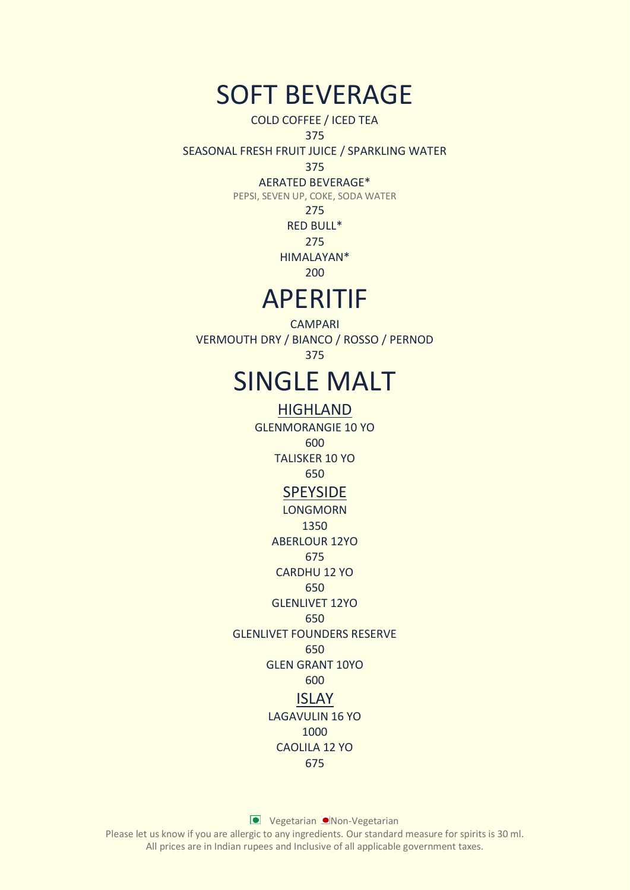# SOFT BEVERAGE

COLD COFFEE / ICED TEA

375

SEASONAL FRESH FRUIT JUICE / SPARKLING WATER

375

AERATED BEVERAGE*

PEPSI, SEVEN UP, COKE, SODA WATER

275

RED BULL*

275

HIMALAYAN*

200

# APERITIF

CAMPARI

VERMOUTH DRY / BIANCO / ROSSO / PERNOD

375

# SINGLE MALT

## HIGHLAND

GLENMORANGIE 10 YO

600

TALISKER 10 YO

650

## SPEYSIDE

LONGMORN

1350

ABERLOUR 12YO

675

CARDHU 12 YO

650

GLENLIVET 12YO

650

GLENLIVET FOUNDERS RESERVE

650

GLEN GRANT 10YO

600

## ISLAY

LAGAVULIN 16 YO

1000

CAOLILA 12 YO

675

Vegetarian Non-Vegetarian

Please let us know if you are allergic to any ingredients. Our standard measure for spirits is 30 ml.
All prices are in Indian rupees and Inclusive of all applicable government taxes.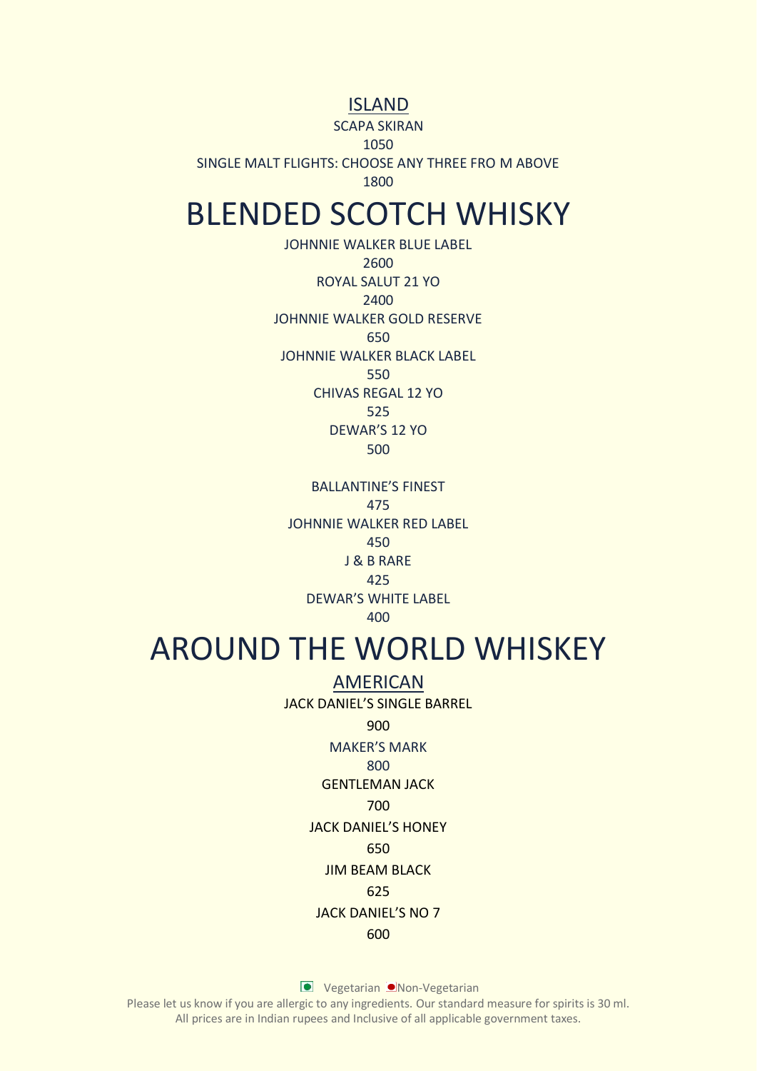### ISLAND

SCAPA SKIRAN

1050

SINGLE MALT FLIGHTS: CHOOSE ANY THREE FRO M ABOVE

1800

# BLENDED SCOTCH WHISKY

JOHNNIE WALKER BLUE LABEL

2600

ROYAL SALUT 21 YO

2400

JOHNNIE WALKER GOLD RESERVE

650

JOHNNIE WALKER BLACK LABEL

550

CHIVAS REGAL 12 YO

525

DEWAR'S 12 YO

500

BALLANTINE'S FINEST

475

JOHNNIE WALKER RED LABEL

450

J & B RARE

425

DEWAR'S WHITE LABEL

400

# AROUND THE WORLD WHISKEY

### AMERICAN

JACK DANIEL'S SINGLE BARREL

900

MAKER'S MARK

800

GENTLEMAN JACK

700

JACK DANIEL'S HONEY

650

JIM BEAM BLACK

625

JACK DANIEL'S NO 7

600

Vegetarian Non-Vegetarian

Please let us know if you are allergic to any ingredients. Our standard measure for spirits is 30 ml.
All prices are in Indian rupees and Inclusive of all applicable government taxes.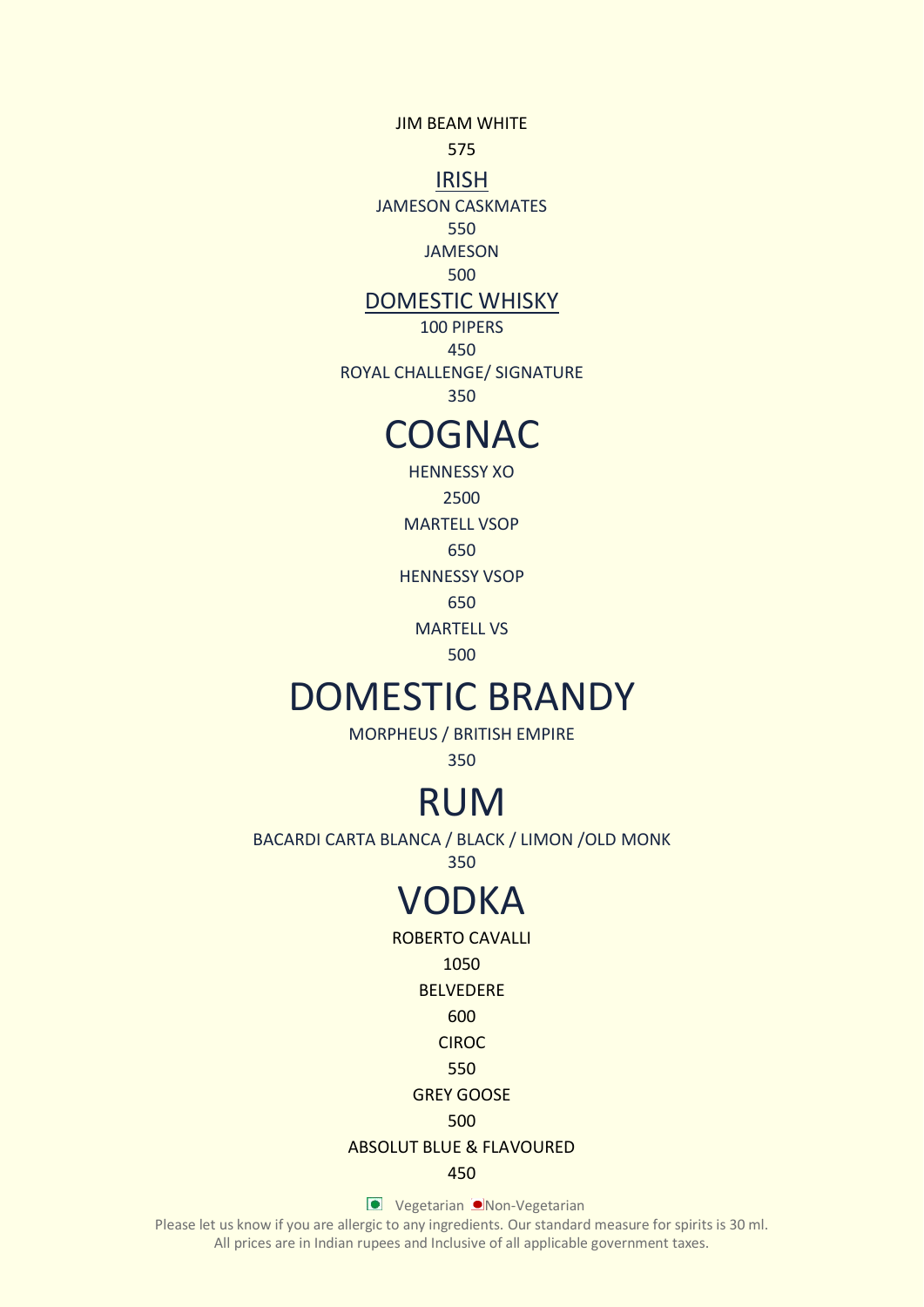JIM BEAM WHITE

575

### IRISH

JAMESON CASKMATES

550

JAMESON

500

### DOMESTIC WHISKY

100 PIPERS

450

ROYAL CHALLENGE/ SIGNATURE

350

# COGNAC

HENNESSY XO

2500

MARTELL VSOP

650

HENNESSY VSOP

650

MARTELL VS

500

# DOMESTIC BRANDY

MORPHEUS / BRITISH EMPIRE

350

# RUM

BACARDI CARTA BLANCA / BLACK / LIMON /OLD MONK

350

# VODKA

ROBERTO CAVALLI

1050

BELVEDERE

600

CIROC

550

GREY GOOSE

500

ABSOLUT BLUE & FLAVOURED

450

Vegetarian Non-Vegetarian

Please let us know if you are allergic to any ingredients. Our standard measure for spirits is 30 ml.
All prices are in Indian rupees and Inclusive of all applicable government taxes.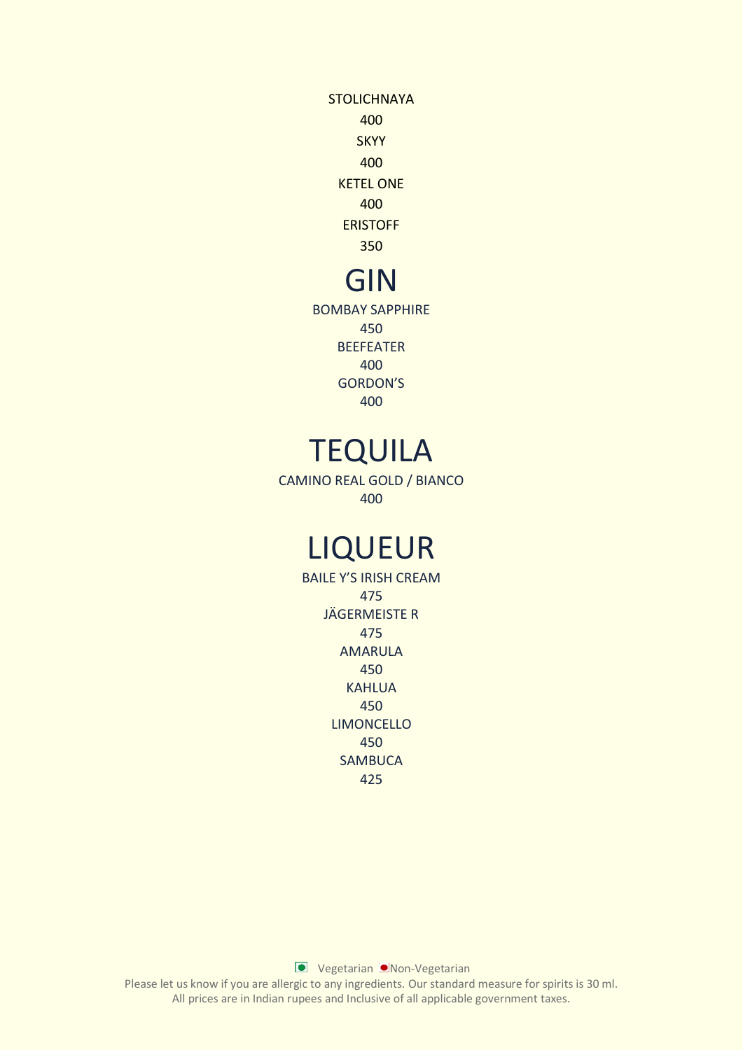STOLICHNAYA

400

SKYY

400

KETEL ONE

400

ERISTOFF

350

# GIN

BOMBAY SAPPHIRE

450

BEEFEATER

400

GORDON'S

400

# TEQUILA

CAMINO REAL GOLD / BIANCO

400

# LIQUEUR

BAILE Y'S IRISH CREAM

475

JÄGERMEISTE R

475

AMARULA

450

KAHLUA

450

LIMONCELLO

450

SAMBUCA

425

Vegetarian Non-Vegetarian

Please let us know if you are allergic to any ingredients. Our standard measure for spirits is 30 ml.
All prices are in Indian rupees and Inclusive of all applicable government taxes.